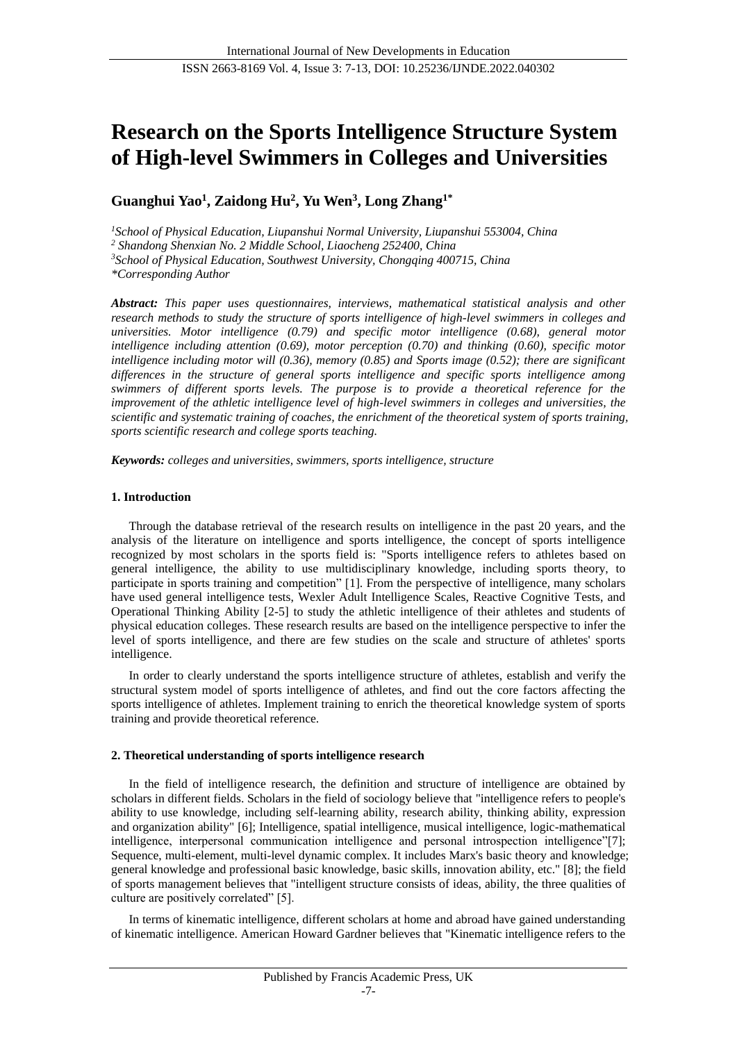# Research on the Sports Intelligence Structure System of High-level Swimmers in Colleges and Universities

**Guanghui Yao[1], Zaidong Hu[2], Yu Wen[3], Long Zhang[1*]**

*[1]School of Physical Education, Liupanshui Normal University, Liupanshui 553004, China*
*[2] Shandong Shenxian No. 2 Middle School, Liaocheng 252400, China*
*[3]School of Physical Education, Southwest University, Chongqing 400715, China*
*\*Corresponding Author*

***Abstract:** This paper uses questionnaires, interviews, mathematical statistical analysis and other research methods to study the structure of sports intelligence of high-level swimmers in colleges and universities. Motor intelligence (0.79) and specific motor intelligence (0.68), general motor intelligence including attention (0.69), motor perception (0.70) and thinking (0.60), specific motor intelligence including motor will (0.36), memory (0.85) and Sports image (0.52); there are significant differences in the structure of general sports intelligence and specific sports intelligence among swimmers of different sports levels. The purpose is to provide a theoretical reference for the improvement of the athletic intelligence level of high-level swimmers in colleges and universities, the scientific and systematic training of coaches, the enrichment of the theoretical system of sports training, sports scientific research and college sports teaching.*

***Keywords:** colleges and universities, swimmers, sports intelligence, structure*

## 1. Introduction

Through the database retrieval of the research results on intelligence in the past 20 years, and the analysis of the literature on intelligence and sports intelligence, the concept of sports intelligence recognized by most scholars in the sports field is: "Sports intelligence refers to athletes based on general intelligence, the ability to use multidisciplinary knowledge, including sports theory, to participate in sports training and competition" [1]. From the perspective of intelligence, many scholars have used general intelligence tests, Wexler Adult Intelligence Scales, Reactive Cognitive Tests, and Operational Thinking Ability [2-5] to study the athletic intelligence of their athletes and students of physical education colleges. These research results are based on the intelligence perspective to infer the level of sports intelligence, and there are few studies on the scale and structure of athletes' sports intelligence.

In order to clearly understand the sports intelligence structure of athletes, establish and verify the structural system model of sports intelligence of athletes, and find out the core factors affecting the sports intelligence of athletes. Implement training to enrich the theoretical knowledge system of sports training and provide theoretical reference.

## 2. Theoretical understanding of sports intelligence research

In the field of intelligence research, the definition and structure of intelligence are obtained by scholars in different fields. Scholars in the field of sociology believe that "intelligence refers to people's ability to use knowledge, including self-learning ability, research ability, thinking ability, expression and organization ability" [6]; Intelligence, spatial intelligence, musical intelligence, logic-mathematical intelligence, interpersonal communication intelligence and personal introspection intelligence"[7]; Sequence, multi-element, multi-level dynamic complex. It includes Marx's basic theory and knowledge; general knowledge and professional basic knowledge, basic skills, innovation ability, etc." [8]; the field of sports management believes that "intelligent structure consists of ideas, ability, the three qualities of culture are positively correlated" [5].

In terms of kinematic intelligence, different scholars at home and abroad have gained understanding of kinematic intelligence. American Howard Gardner believes that "Kinematic intelligence refers to the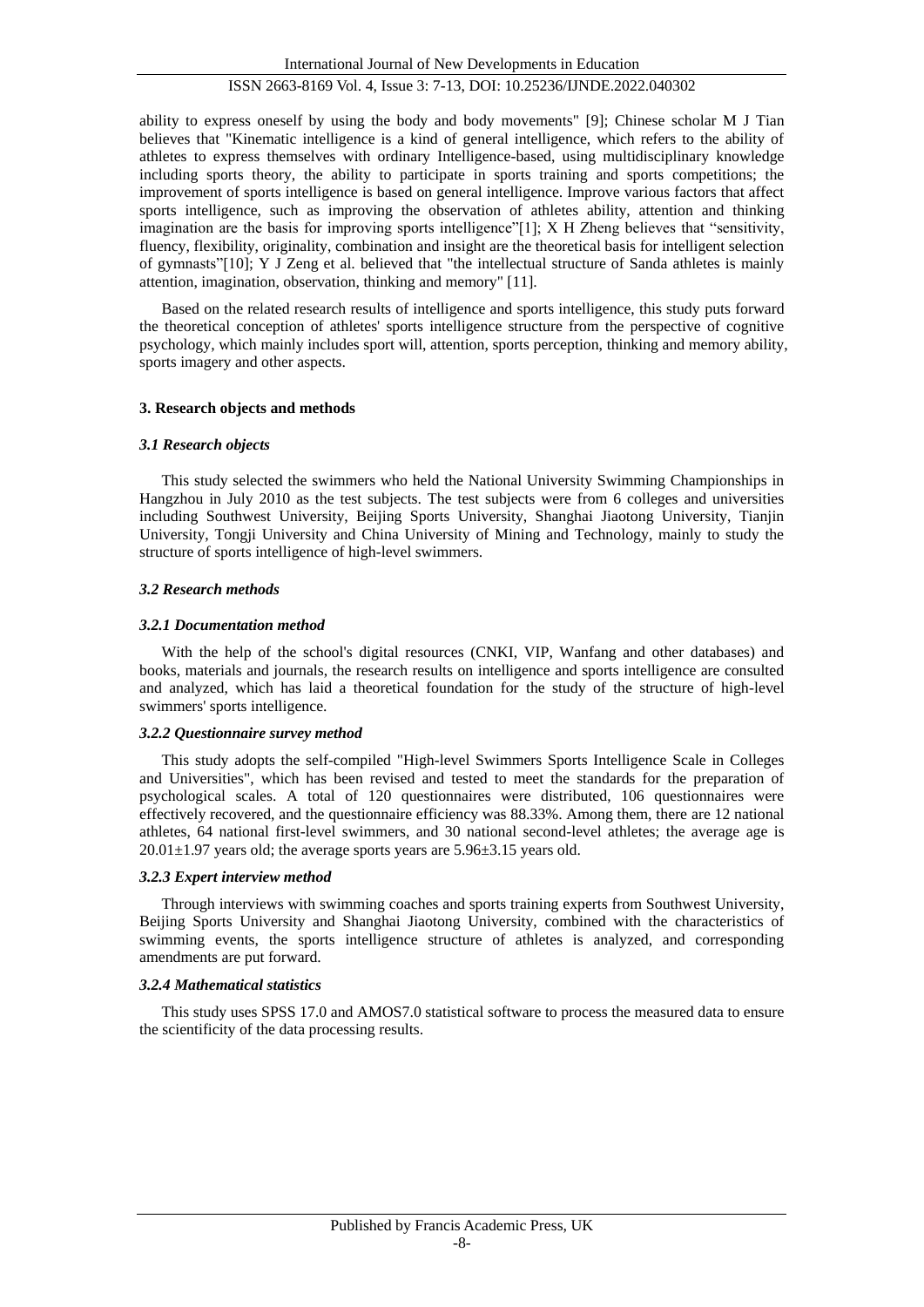ability to express oneself by using the body and body movements" [9]; Chinese scholar M J Tian believes that "Kinematic intelligence is a kind of general intelligence, which refers to the ability of athletes to express themselves with ordinary Intelligence-based, using multidisciplinary knowledge including sports theory, the ability to participate in sports training and sports competitions; the improvement of sports intelligence is based on general intelligence. Improve various factors that affect sports intelligence, such as improving the observation of athletes ability, attention and thinking imagination are the basis for improving sports intelligence"[1]; X H Zheng believes that "sensitivity, fluency, flexibility, originality, combination and insight are the theoretical basis for intelligent selection of gymnasts"[10]; Y J Zeng et al. believed that "the intellectual structure of Sanda athletes is mainly attention, imagination, observation, thinking and memory" [11].

Based on the related research results of intelligence and sports intelligence, this study puts forward the theoretical conception of athletes' sports intelligence structure from the perspective of cognitive psychology, which mainly includes sport will, attention, sports perception, thinking and memory ability, sports imagery and other aspects.

## 3. Research objects and methods

### *3.1 Research objects*

This study selected the swimmers who held the National University Swimming Championships in Hangzhou in July 2010 as the test subjects. The test subjects were from 6 colleges and universities including Southwest University, Beijing Sports University, Shanghai Jiaotong University, Tianjin University, Tongji University and China University of Mining and Technology, mainly to study the structure of sports intelligence of high-level swimmers.

### *3.2 Research methods*

#### *3.2.1 Documentation method*

With the help of the school's digital resources (CNKI, VIP, Wanfang and other databases) and books, materials and journals, the research results on intelligence and sports intelligence are consulted and analyzed, which has laid a theoretical foundation for the study of the structure of high-level swimmers' sports intelligence.

#### *3.2.2 Questionnaire survey method*

This study adopts the self-compiled "High-level Swimmers Sports Intelligence Scale in Colleges and Universities", which has been revised and tested to meet the standards for the preparation of psychological scales. A total of 120 questionnaires were distributed, 106 questionnaires were effectively recovered, and the questionnaire efficiency was 88.33%. Among them, there are 12 national athletes, 64 national first-level swimmers, and 30 national second-level athletes; the average age is $20.01 \pm 1.97$ years old; the average sports years are $5.96 \pm 3.15$ years old.

#### *3.2.3 Expert interview method*

Through interviews with swimming coaches and sports training experts from Southwest University, Beijing Sports University and Shanghai Jiaotong University, combined with the characteristics of swimming events, the sports intelligence structure of athletes is analyzed, and corresponding amendments are put forward.

#### *3.2.4 Mathematical statistics*

This study uses SPSS 17.0 and AMOS7.0 statistical software to process the measured data to ensure the scientificity of the data processing results.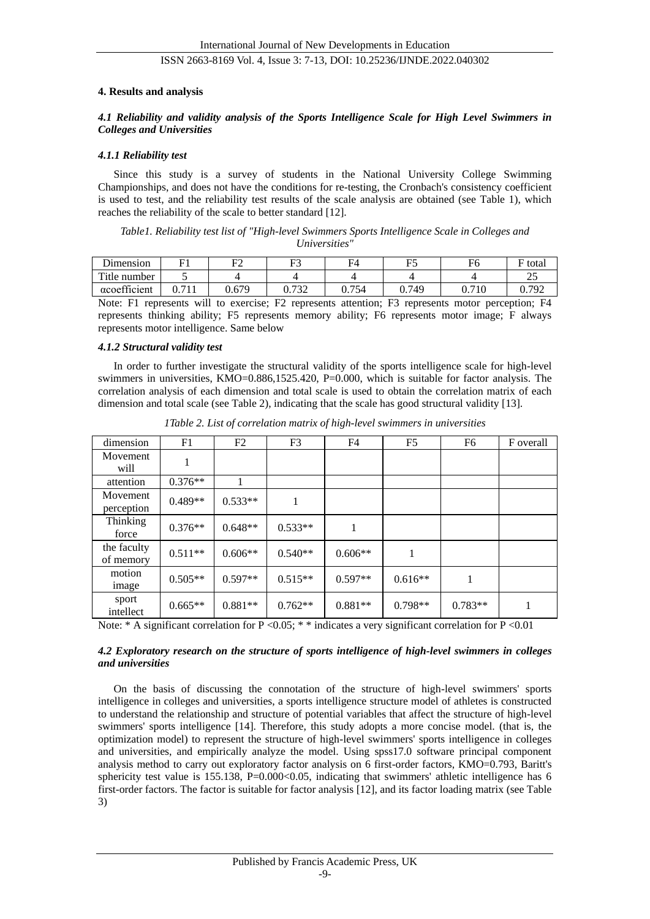## 4. Results and analysis

### *4.1 Reliability and validity analysis of the Sports Intelligence Scale for High Level Swimmers in Colleges and Universities*

#### *4.1.1 Reliability test*

Since this study is a survey of students in the National University College Swimming Championships, and does not have the conditions for re-testing, the Cronbach's consistency coefficient is used to test, and the reliability test results of the scale analysis are obtained (see Table 1), which reaches the reliability of the scale to better standard [12].

*Table1. Reliability test list of "High-level Swimmers Sports Intelligence Scale in Colleges and Universities"*

| Dimension | F1 | F2 | F3 | F4 | F5 | F6 | F total |
|---|---|---|---|---|---|---|---|
| Title number | 5 | 4 | 4 | 4 | 4 | 4 | 25 |
| αcoefficient | 0.711 | 0.679 | 0.732 | 0.754 | 0.749 | 0.710 | 0.792 |

Note: F1 represents will to exercise; F2 represents attention; F3 represents motor perception; F4 represents thinking ability; F5 represents memory ability; F6 represents motor image; F always represents motor intelligence. Same below

#### *4.1.2 Structural validity test*

In order to further investigate the structural validity of the sports intelligence scale for high-level swimmers in universities, KMO=0.886,1525.420, P=0.000, which is suitable for factor analysis. The correlation analysis of each dimension and total scale is used to obtain the correlation matrix of each dimension and total scale (see Table 2), indicating that the scale has good structural validity [13].

*1Table 2. List of correlation matrix of high-level swimmers in universities*

| dimension | F1 | F2 | F3 | F4 | F5 | F6 | F overall |
|---|---|---|---|---|---|---|---|
| Movement will | 1 | | | | | | |
| attention | 0.376** | 1 | | | | | |
| Movement perception | 0.489** | 0.533** | 1 | | | | |
| Thinking force | 0.376** | 0.648** | 0.533** | 1 | | | |
| the faculty of memory | 0.511** | 0.606** | 0.540** | 0.606** | 1 | | |
| motion image | 0.505** | 0.597** | 0.515** | 0.597** | 0.616** | 1 | |
| sport intellect | 0.665** | 0.881** | 0.762** | 0.881** | 0.798** | 0.783** | 1 |

Note: * A significant correlation for P <0.05; * * indicates a very significant correlation for P <0.01

### *4.2 Exploratory research on the structure of sports intelligence of high-level swimmers in colleges and universities*

On the basis of discussing the connotation of the structure of high-level swimmers' sports intelligence in colleges and universities, a sports intelligence structure model of athletes is constructed to understand the relationship and structure of potential variables that affect the structure of high-level swimmers' sports intelligence [14]. Therefore, this study adopts a more concise model. (that is, the optimization model) to represent the structure of high-level swimmers' sports intelligence in colleges and universities, and empirically analyze the model. Using spss17.0 software principal component analysis method to carry out exploratory factor analysis on 6 first-order factors, KMO=0.793, Baritt's sphericity test value is 155.138, P=0.000<0.05, indicating that swimmers' athletic intelligence has 6 first-order factors. The factor is suitable for factor analysis [12], and its factor loading matrix (see Table 3)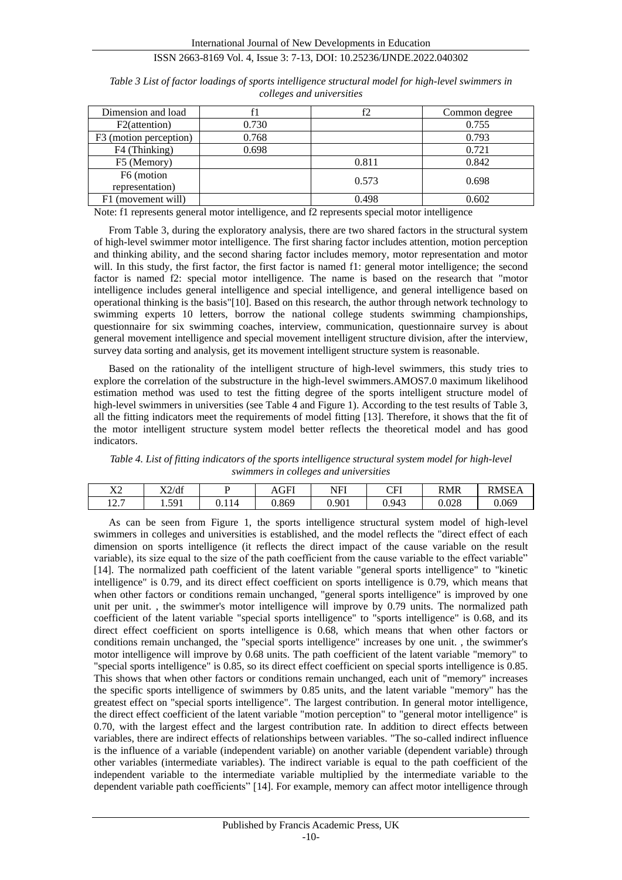*Table 3 List of factor loadings of sports intelligence structural model for high-level swimmers in colleges and universities*

| Dimension and load | f1 | f2 | Common degree |
|---|---|---|---|
| F2(attention) | 0.730 | | 0.755 |
| F3 (motion perception) | 0.768 | | 0.793 |
| F4 (Thinking) | 0.698 | | 0.721 |
| F5 (Memory) | | 0.811 | 0.842 |
| F6 (motion representation) | | 0.573 | 0.698 |
| F1 (movement will) | | 0.498 | 0.602 |

Note: f1 represents general motor intelligence, and f2 represents special motor intelligence

From Table 3, during the exploratory analysis, there are two shared factors in the structural system of high-level swimmer motor intelligence. The first sharing factor includes attention, motion perception and thinking ability, and the second sharing factor includes memory, motor representation and motor will. In this study, the first factor, the first factor is named f1: general motor intelligence; the second factor is named f2: special motor intelligence. The name is based on the research that "motor intelligence includes general intelligence and special intelligence, and general intelligence based on operational thinking is the basis"[10]. Based on this research, the author through network technology to swimming experts 10 letters, borrow the national college students swimming championships, questionnaire for six swimming coaches, interview, communication, questionnaire survey is about general movement intelligence and special movement intelligent structure division, after the interview, survey data sorting and analysis, get its movement intelligent structure system is reasonable.

Based on the rationality of the intelligent structure of high-level swimmers, this study tries to explore the correlation of the substructure in the high-level swimmers.AMOS7.0 maximum likelihood estimation method was used to test the fitting degree of the sports intelligent structure model of high-level swimmers in universities (see Table 4 and Figure 1). According to the test results of Table 3, all the fitting indicators meet the requirements of model fitting [13]. Therefore, it shows that the fit of the motor intelligent structure system model better reflects the theoretical model and has good indicators.

*Table 4. List of fitting indicators of the sports intelligence structural system model for high-level swimmers in colleges and universities*

| X2 | X2/df | P | AGFI | NFI | CFI | RMR | RMSEA |
|---|---|---|---|---|---|---|---|
| 12.7 | 1.591 | 0.114 | 0.869 | 0.901 | 0.943 | 0.028 | 0.069 |

As can be seen from Figure 1, the sports intelligence structural system model of high-level swimmers in colleges and universities is established, and the model reflects the "direct effect of each dimension on sports intelligence (it reflects the direct impact of the cause variable on the result variable), its size equal to the size of the path coefficient from the cause variable to the effect variable" [14]. The normalized path coefficient of the latent variable "general sports intelligence" to "kinetic intelligence" is 0.79, and its direct effect coefficient on sports intelligence is 0.79, which means that when other factors or conditions remain unchanged, "general sports intelligence" is improved by one unit per unit. , the swimmer's motor intelligence will improve by 0.79 units. The normalized path coefficient of the latent variable "special sports intelligence" to "sports intelligence" is 0.68, and its direct effect coefficient on sports intelligence is 0.68, which means that when other factors or conditions remain unchanged, the "special sports intelligence" increases by one unit. , the swimmer's motor intelligence will improve by 0.68 units. The path coefficient of the latent variable "memory" to "special sports intelligence" is 0.85, so its direct effect coefficient on special sports intelligence is 0.85. This shows that when other factors or conditions remain unchanged, each unit of "memory" increases the specific sports intelligence of swimmers by 0.85 units, and the latent variable "memory" has the greatest effect on "special sports intelligence". The largest contribution. In general motor intelligence, the direct effect coefficient of the latent variable "motion perception" to "general motor intelligence" is 0.70, with the largest effect and the largest contribution rate. In addition to direct effects between variables, there are indirect effects of relationships between variables. "The so-called indirect influence is the influence of a variable (independent variable) on another variable (dependent variable) through other variables (intermediate variables). The indirect variable is equal to the path coefficient of the independent variable to the intermediate variable multiplied by the intermediate variable to the dependent variable path coefficients" [14]. For example, memory can affect motor intelligence through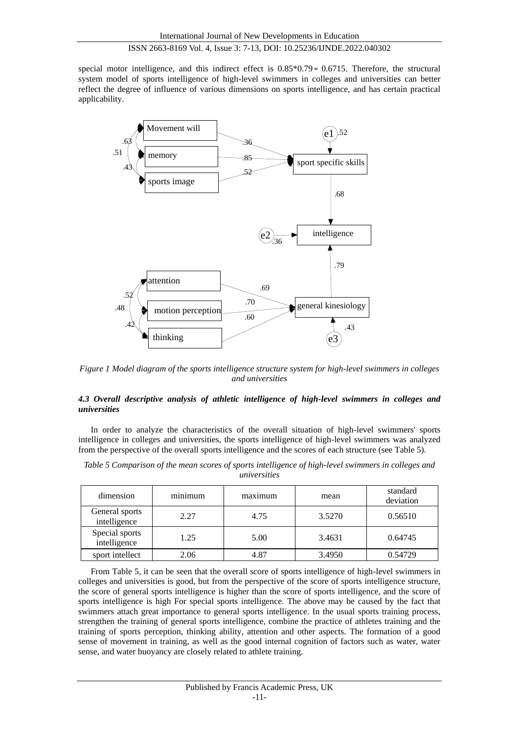special motor intelligence, and this indirect effect is 0.85*0.79 = 0.6715. Therefore, the structural system model of sports intelligence of high-level swimmers in colleges and universities can better reflect the degree of influence of various dimensions on sports intelligence, and has certain practical applicability.

*Figure 1 Model diagram of the sports intelligence structure system for high-level swimmers in colleges and universities*

#### *4.3 Overall descriptive analysis of athletic intelligence of high-level swimmers in colleges and universities*

In order to analyze the characteristics of the overall situation of high-level swimmers' sports intelligence in colleges and universities, the sports intelligence of high-level swimmers was analyzed from the perspective of the overall sports intelligence and the scores of each structure (see Table 5).

*Table 5 Comparison of the mean scores of sports intelligence of high-level swimmers in colleges and universities*

| dimension | minimum | maximum | mean | standard deviation |
|---|---|---|---|---|
| General sports intelligence | 2.27 | 4.75 | 3.5270 | 0.56510 |
| Special sports intelligence | 1.25 | 5.00 | 3.4631 | 0.64745 |
| sport intellect | 2.06 | 4.87 | 3.4950 | 0.54729 |

From Table 5, it can be seen that the overall score of sports intelligence of high-level swimmers in colleges and universities is good, but from the perspective of the score of sports intelligence structure, the score of general sports intelligence is higher than the score of sports intelligence, and the score of sports intelligence is high For special sports intelligence. The above may be caused by the fact that swimmers attach great importance to general sports intelligence. In the usual sports training process, strengthen the training of general sports intelligence, combine the practice of athletes training and the training of sports perception, thinking ability, attention and other aspects. The formation of a good sense of movement in training, as well as the good internal cognition of factors such as water, water sense, and water buoyancy are closely related to athlete training.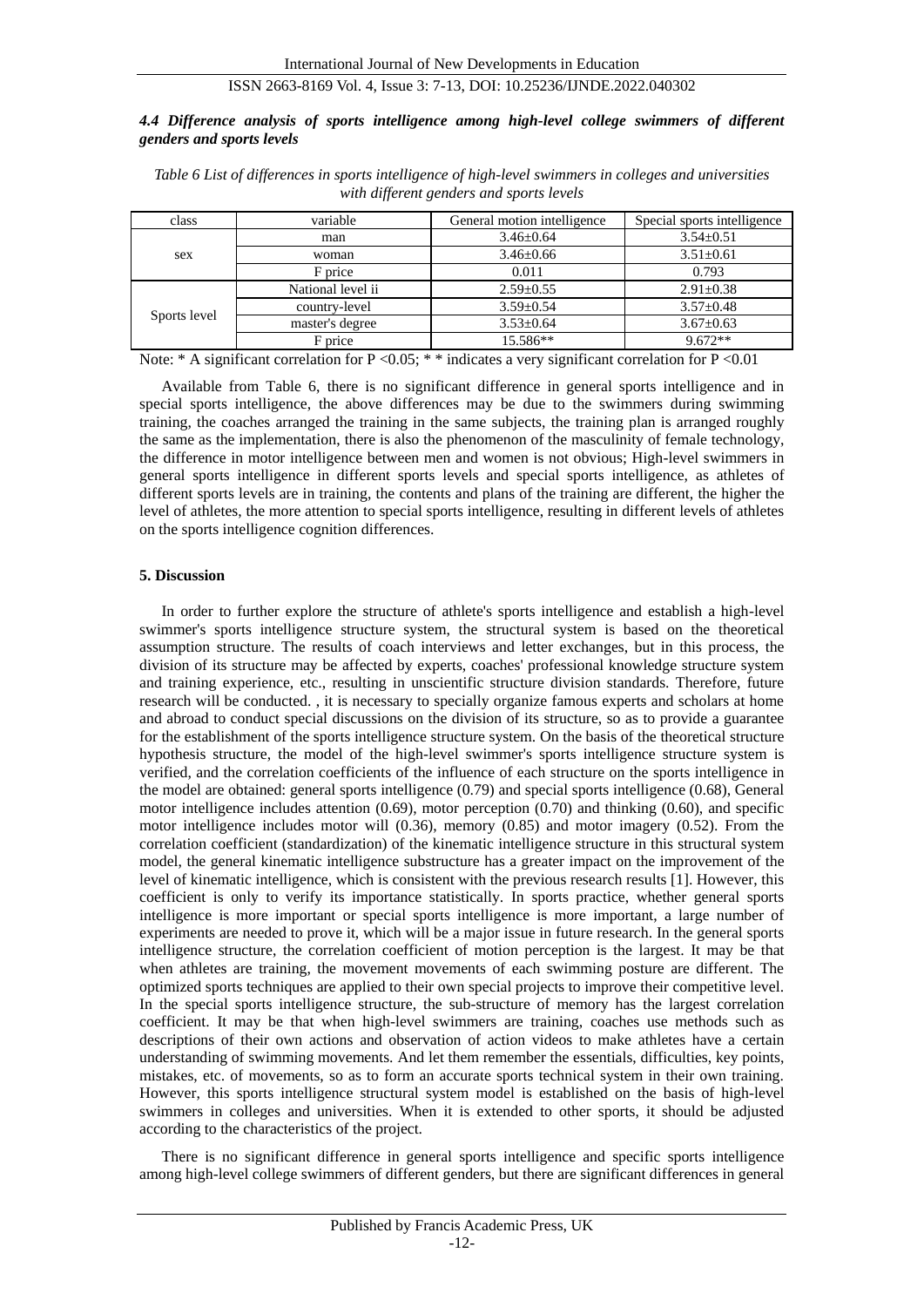### *4.4 Difference analysis of sports intelligence among high-level college swimmers of different genders and sports levels*

*Table 6 List of differences in sports intelligence of high-level swimmers in colleges and universities with different genders and sports levels*

| class | variable | General motion intelligence | Special sports intelligence |
|---|---|---|---|
| sex | man | 3.46±0.64 | 3.54±0.51 |
| | woman | 3.46±0.66 | 3.51±0.61 |
| | F price | 0.011 | 0.793 |
| Sports level | National level ii | 2.59±0.55 | 2.91±0.38 |
| | country-level | 3.59±0.54 | 3.57±0.48 |
| | master's degree | 3.53±0.64 | 3.67±0.63 |
| | F price | 15.586** | 9.672** |

Note: * A significant correlation for P <0.05; * * indicates a very significant correlation for P <0.01

Available from Table 6, there is no significant difference in general sports intelligence and in special sports intelligence, the above differences may be due to the swimmers during swimming training, the coaches arranged the training in the same subjects, the training plan is arranged roughly the same as the implementation, there is also the phenomenon of the masculinity of female technology, the difference in motor intelligence between men and women is not obvious; High-level swimmers in general sports intelligence in different sports levels and special sports intelligence, as athletes of different sports levels are in training, the contents and plans of the training are different, the higher the level of athletes, the more attention to special sports intelligence, resulting in different levels of athletes on the sports intelligence cognition differences.

## 5. Discussion

In order to further explore the structure of athlete's sports intelligence and establish a high-level swimmer's sports intelligence structure system, the structural system is based on the theoretical assumption structure. The results of coach interviews and letter exchanges, but in this process, the division of its structure may be affected by experts, coaches' professional knowledge structure system and training experience, etc., resulting in unscientific structure division standards. Therefore, future research will be conducted. , it is necessary to specially organize famous experts and scholars at home and abroad to conduct special discussions on the division of its structure, so as to provide a guarantee for the establishment of the sports intelligence structure system. On the basis of the theoretical structure hypothesis structure, the model of the high-level swimmer's sports intelligence structure system is verified, and the correlation coefficients of the influence of each structure on the sports intelligence in the model are obtained: general sports intelligence (0.79) and special sports intelligence (0.68), General motor intelligence includes attention (0.69), motor perception (0.70) and thinking (0.60), and specific motor intelligence includes motor will (0.36), memory (0.85) and motor imagery (0.52). From the correlation coefficient (standardization) of the kinematic intelligence structure in this structural system model, the general kinematic intelligence substructure has a greater impact on the improvement of the level of kinematic intelligence, which is consistent with the previous research results [1]. However, this coefficient is only to verify its importance statistically. In sports practice, whether general sports intelligence is more important or special sports intelligence is more important, a large number of experiments are needed to prove it, which will be a major issue in future research. In the general sports intelligence structure, the correlation coefficient of motion perception is the largest. It may be that when athletes are training, the movement movements of each swimming posture are different. The optimized sports techniques are applied to their own special projects to improve their competitive level. In the special sports intelligence structure, the sub-structure of memory has the largest correlation coefficient. It may be that when high-level swimmers are training, coaches use methods such as descriptions of their own actions and observation of action videos to make athletes have a certain understanding of swimming movements. And let them remember the essentials, difficulties, key points, mistakes, etc. of movements, so as to form an accurate sports technical system in their own training. However, this sports intelligence structural system model is established on the basis of high-level swimmers in colleges and universities. When it is extended to other sports, it should be adjusted according to the characteristics of the project.

There is no significant difference in general sports intelligence and specific sports intelligence among high-level college swimmers of different genders, but there are significant differences in general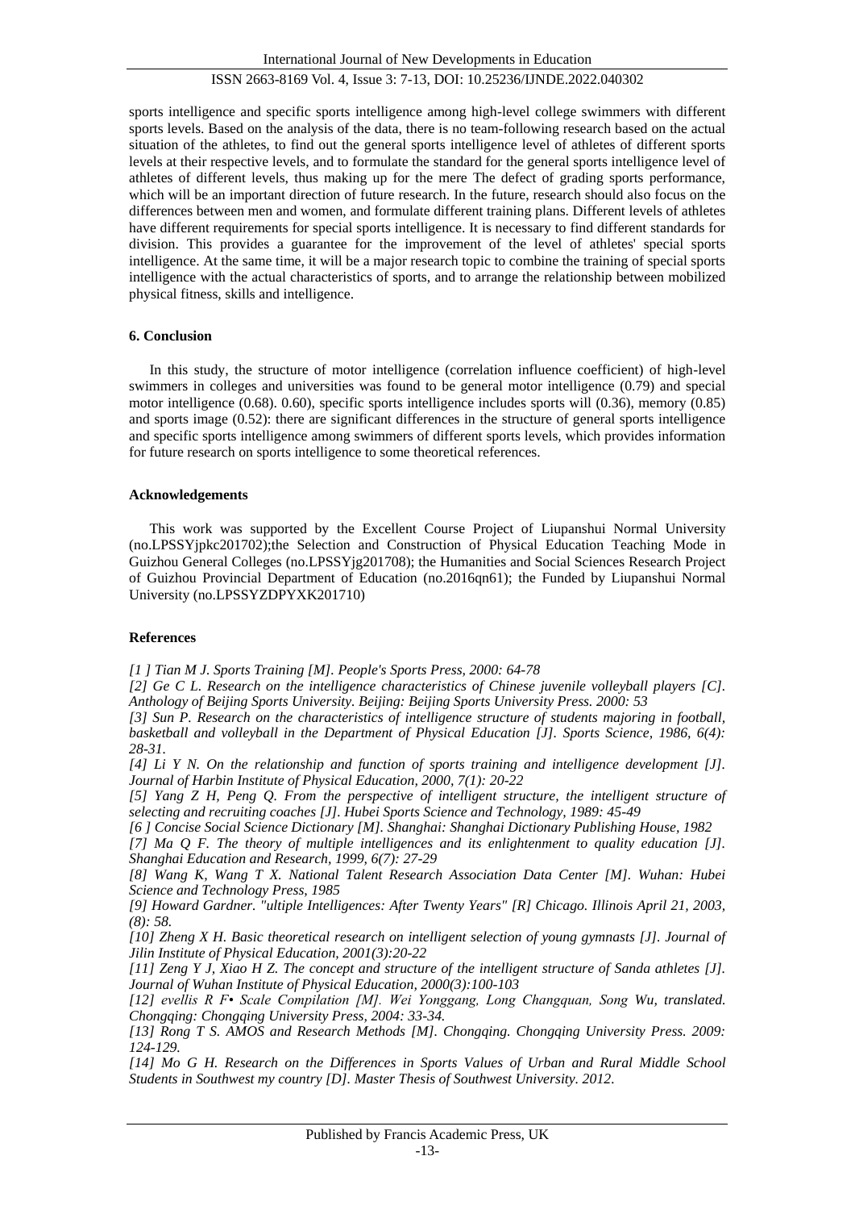sports intelligence and specific sports intelligence among high-level college swimmers with different sports levels. Based on the analysis of the data, there is no team-following research based on the actual situation of the athletes, to find out the general sports intelligence level of athletes of different sports levels at their respective levels, and to formulate the standard for the general sports intelligence level of athletes of different levels, thus making up for the mere The defect of grading sports performance, which will be an important direction of future research. In the future, research should also focus on the differences between men and women, and formulate different training plans. Different levels of athletes have different requirements for special sports intelligence. It is necessary to find different standards for division. This provides a guarantee for the improvement of the level of athletes' special sports intelligence. At the same time, it will be a major research topic to combine the training of special sports intelligence with the actual characteristics of sports, and to arrange the relationship between mobilized physical fitness, skills and intelligence.

## 6. Conclusion

In this study, the structure of motor intelligence (correlation influence coefficient) of high-level swimmers in colleges and universities was found to be general motor intelligence (0.79) and special motor intelligence (0.68). 0.60), specific sports intelligence includes sports will (0.36), memory (0.85) and sports image (0.52): there are significant differences in the structure of general sports intelligence and specific sports intelligence among swimmers of different sports levels, which provides information for future research on sports intelligence to some theoretical references.

## Acknowledgements

This work was supported by the Excellent Course Project of Liupanshui Normal University (no.LPSSYjpkc201702);the Selection and Construction of Physical Education Teaching Mode in Guizhou General Colleges (no.LPSSYjg201708); the Humanities and Social Sciences Research Project of Guizhou Provincial Department of Education (no.2016qn61); the Funded by Liupanshui Normal University (no.LPSSYZDPYXK201710)

## References

*[1 ] Tian M J. Sports Training [M]. People's Sports Press, 2000: 64-78*

*[2] Ge C L. Research on the intelligence characteristics of Chinese juvenile volleyball players [C]. Anthology of Beijing Sports University. Beijing: Beijing Sports University Press. 2000: 53*

*[3] Sun P. Research on the characteristics of intelligence structure of students majoring in football, basketball and volleyball in the Department of Physical Education [J]. Sports Science, 1986, 6(4): 28-31.*

*[4] Li Y N. On the relationship and function of sports training and intelligence development [J]. Journal of Harbin Institute of Physical Education, 2000, 7(1): 20-22*

*[5] Yang Z H, Peng Q. From the perspective of intelligent structure, the intelligent structure of selecting and recruiting coaches [J]. Hubei Sports Science and Technology, 1989: 45-49*

*[6 ] Concise Social Science Dictionary [M]. Shanghai: Shanghai Dictionary Publishing House, 1982*

*[7] Ma Q F. The theory of multiple intelligences and its enlightenment to quality education [J]. Shanghai Education and Research, 1999, 6(7): 27-29*

*[8] Wang K, Wang T X. National Talent Research Association Data Center [M]. Wuhan: Hubei Science and Technology Press, 1985*

*[9] Howard Gardner. "ultiple Intelligences: After Twenty Years" [R] Chicago. Illinois April 21, 2003, (8): 58.*

*[10] Zheng X H. Basic theoretical research on intelligent selection of young gymnasts [J]. Journal of Jilin Institute of Physical Education, 2001(3):20-22*

*[11] Zeng Y J, Xiao H Z. The concept and structure of the intelligent structure of Sanda athletes [J]. Journal of Wuhan Institute of Physical Education, 2000(3):100-103*

*[12] evellis R F• Scale Compilation [M]. Wei Yonggang, Long Changquan, Song Wu, translated. Chongqing: Chongqing University Press, 2004: 33-34.*

*[13] Rong T S. AMOS and Research Methods [M]. Chongqing. Chongqing University Press. 2009: 124-129.*

*[14] Mo G H. Research on the Differences in Sports Values of Urban and Rural Middle School Students in Southwest my country [D]. Master Thesis of Southwest University. 2012.*